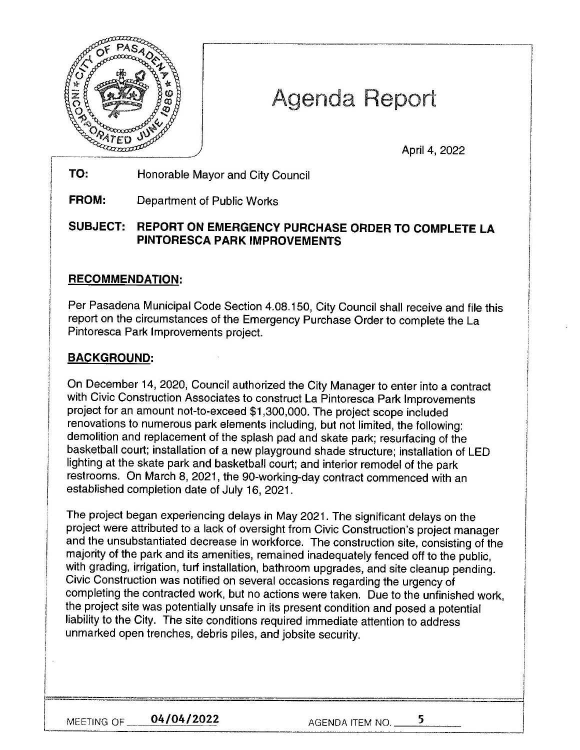# Agenda Report

April 4, 2022

**TO:** Honorable Mayor and City Council

**FROM:** Department of Public Works

**SUBJECT: REPORT ON EMERGENCY PURCHASE ORDER TO COMPLETE LA PINTORESCA PARK IMPROVEMENTS**

## RECOMMENDATION:

Per Pasadena Municipal Code Section 4.08.150, City Council shall receive and file this report on the circumstances of the Emergency Purchase Order to complete the La Pintoresca Park Improvements project.

## BACKGROUND:

On December 14, 2020, Council authorized the City Manager to enter into a contract with Civic Construction Associates to construct La Pintoresca Park Improvements project for an amount not-to-exceed $1,300,000. The project scope included renovations to numerous park elements including, but not limited, the following: demolition and replacement of the splash pad and skate park; resurfacing of the basketball court; installation of a new playground shade structure; installation of LED lighting at the skate park and basketball court; and interior remodel of the park restrooms. On March 8, 2021, the 90-working-day contract commenced with an established completion date of July 16, 2021.

The project began experiencing delays in May 2021. The significant delays on the project were attributed to a lack of oversight from Civic Construction's project manager and the unsubstantiated decrease in workforce. The construction site, consisting of the majority of the park and its amenities, remained inadequately fenced off to the public, with grading, irrigation, turf installation, bathroom upgrades, and site cleanup pending. Civic Construction was notified on several occasions regarding the urgency of completing the contracted work, but no actions were taken. Due to the unfinished work, the project site was potentially unsafe in its present condition and posed a potential liability to the City. The site conditions required immediate attention to address unmarked open trenches, debris piles, and jobsite security.

MEETING OF 04/04/2022 AGENDA ITEM NO. 5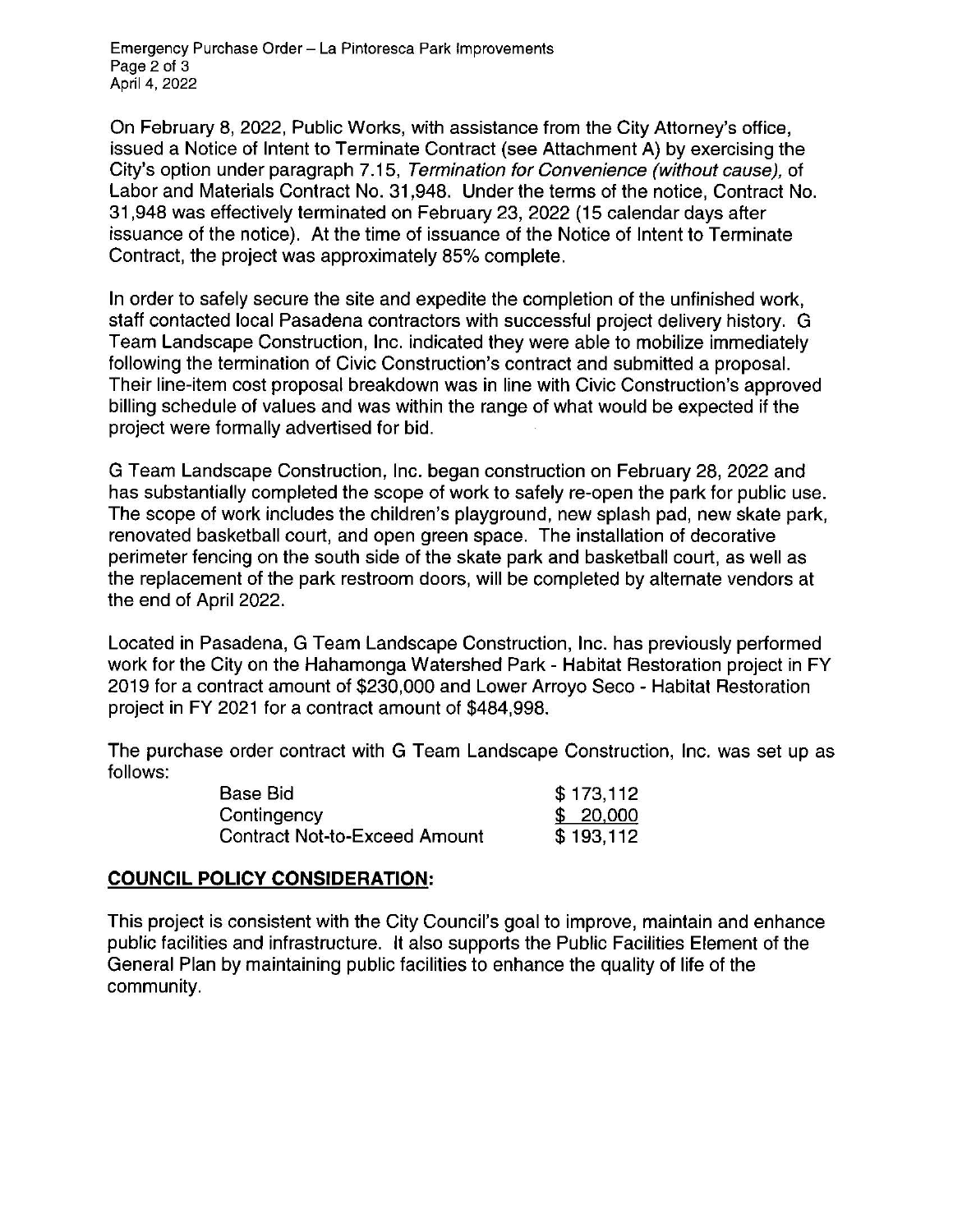On February 8, 2022, Public Works, with assistance from the City Attorney's office, issued a Notice of Intent to Terminate Contract (see Attachment A) by exercising the City's option under paragraph 7.15, *Termination for Convenience (without cause),* of Labor and Materials Contract No. 31,948. Under the terms of the notice, Contract No. 31,948 was effectively terminated on February 23, 2022 (15 calendar days after issuance of the notice). At the time of issuance of the Notice of Intent to Terminate Contract, the project was approximately 85% complete.

In order to safely secure the site and expedite the completion of the unfinished work, staff contacted local Pasadena contractors with successful project delivery history. G Team Landscape Construction, Inc. indicated they were able to mobilize immediately following the termination of Civic Construction's contract and submitted a proposal. Their line-item cost proposal breakdown was in line with Civic Construction's approved billing schedule of values and was within the range of what would be expected if the project were formally advertised for bid.

G Team Landscape Construction, Inc. began construction on February 28, 2022 and has substantially completed the scope of work to safely re-open the park for public use. The scope of work includes the children's playground, new splash pad, new skate park, renovated basketball court, and open green space. The installation of decorative perimeter fencing on the south side of the skate park and basketball court, as well as the replacement of the park restroom doors, will be completed by alternate vendors at the end of April 2022.

Located in Pasadena, G Team Landscape Construction, Inc. has previously performed work for the City on the Hahamonga Watershed Park - Habitat Restoration project in FY 2019 for a contract amount of $230,000 and Lower Arroyo Seco - Habitat Restoration project in FY 2021 for a contract amount of $484,998.

The purchase order contract with G Team Landscape Construction, Inc. was set up as follows:

| | |
|---|---|
| Base Bid | $ 173,112 |
| Contingency | $ 20,000 |
| Contract Not-to-Exceed Amount | $ 193,112 |

## COUNCIL POLICY CONSIDERATION:

This project is consistent with the City Council's goal to improve, maintain and enhance public facilities and infrastructure. It also supports the Public Facilities Element of the General Plan by maintaining public facilities to enhance the quality of life of the community.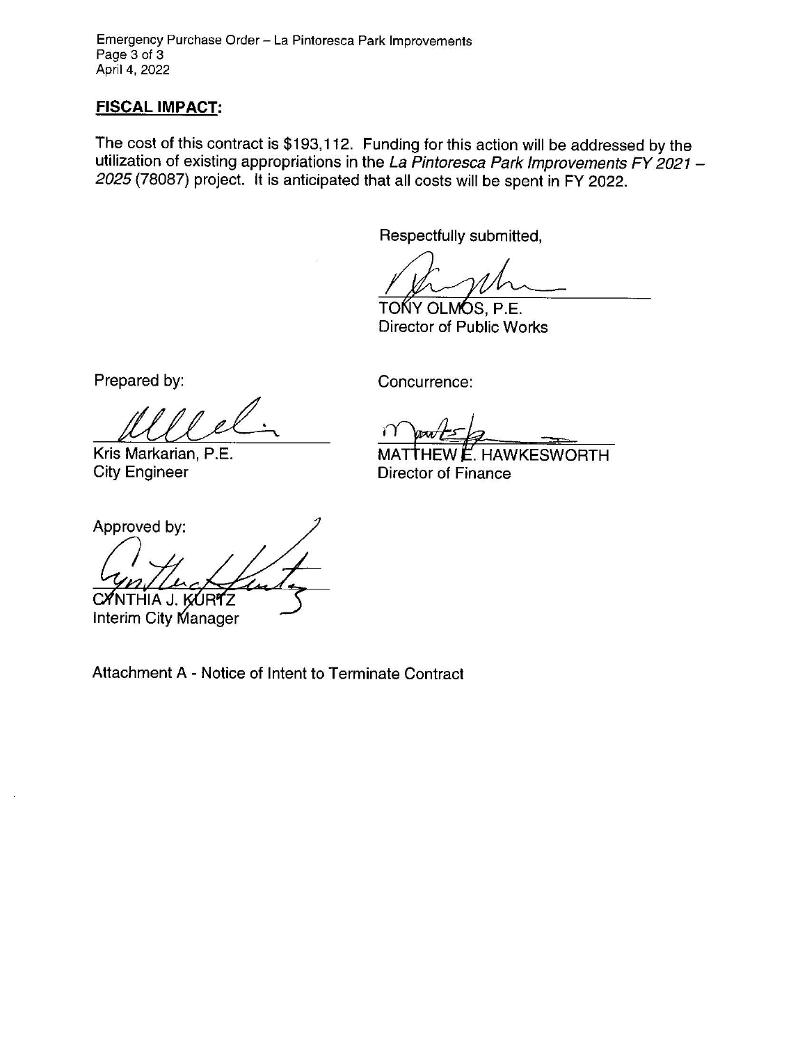## **FISCAL IMPACT:**

The cost of this contract is $193,112. Funding for this action will be addressed by the utilization of existing appropriations in the *La Pintoresca Park Improvements FY 2021 – 2025* (78087) project. It is anticipated that all costs will be spent in FY 2022.

Respectfully submitted,

TONY OLMOS, P.E.
Director of Public Works

Prepared by:

Kris Markarian, P.E.
City Engineer

Concurrence:

MATTHEW E. HAWKESWORTH
Director of Finance

Approved by:

CYNTHIA J. KURTZ
Interim City Manager

Attachment A - Notice of Intent to Terminate Contract